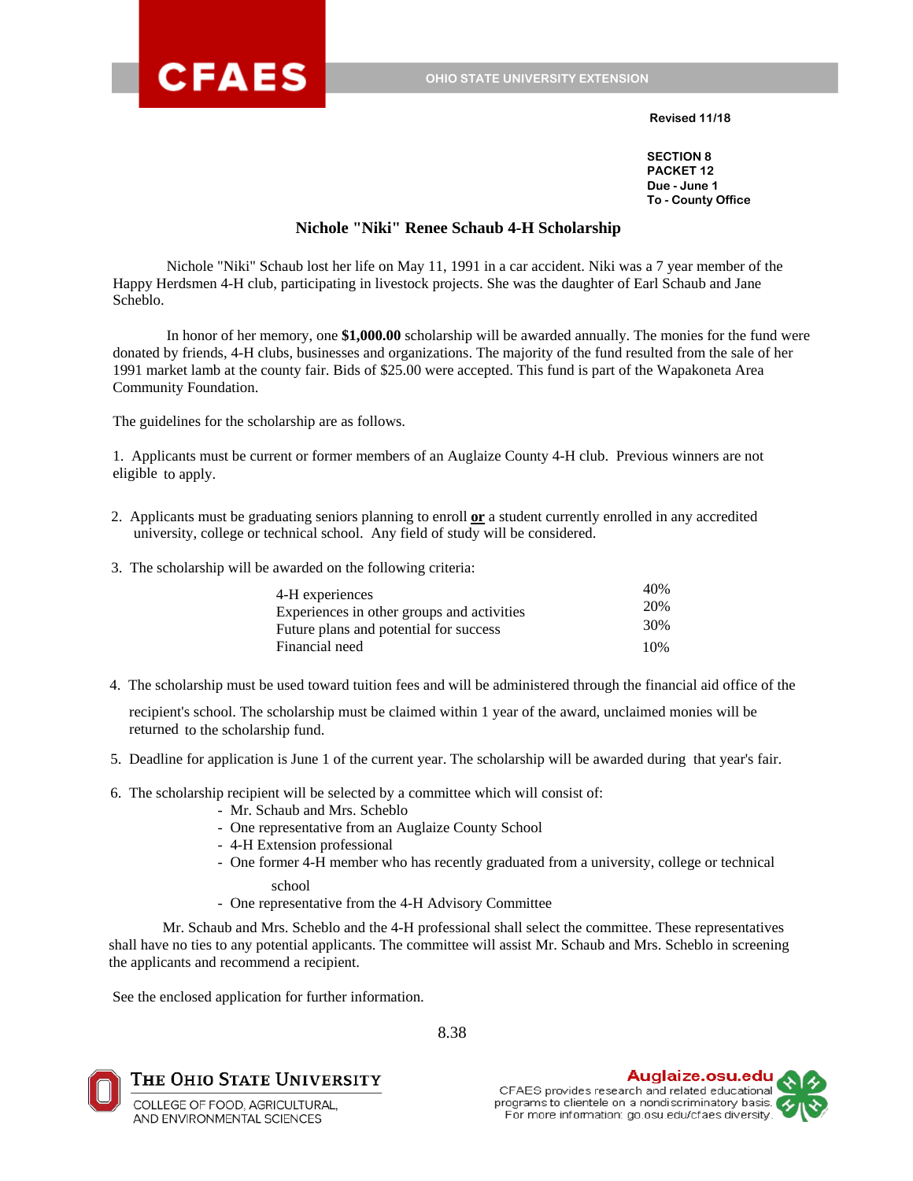Revised 11/18

**SECTION 8**
**PACKET 12**
**Due - June 1**
**To - County Office**

# Nichole "Niki" Renee Schaub 4-H Scholarship

Nichole "Niki" Schaub lost her life on May 11, 1991 in a car accident. Niki was a 7 year member of the Happy Herdsmen 4-H club, participating in livestock projects. She was the daughter of Earl Schaub and Jane Scheblo.

In honor of her memory, one **$1,000.00** scholarship will be awarded annually. The monies for the fund were donated by friends, 4-H clubs, businesses and organizations. The majority of the fund resulted from the sale of her 1991 market lamb at the county fair. Bids of $25.00 were accepted. This fund is part of the Wapakoneta Area Community Foundation.

The guidelines for the scholarship are as follows.

1. Applicants must be current or former members of an Auglaize County 4-H club. Previous winners are not eligible to apply.

2. Applicants must be graduating seniors planning to enroll **or** a student currently enrolled in any accredited university, college or technical school. Any field of study will be considered.

3. The scholarship will be awarded on the following criteria:

| | |
|---|---|
| 4-H experiences | 40% |
| Experiences in other groups and activities | 20% |
| Future plans and potential for success | 30% |
| Financial need | 10% |

4. The scholarship must be used toward tuition fees and will be administered through the financial aid office of the recipient's school. The scholarship must be claimed within 1 year of the award, unclaimed monies will be returned to the scholarship fund.

5. Deadline for application is June 1 of the current year. The scholarship will be awarded during that year's fair.

6. The scholarship recipient will be selected by a committee which will consist of:
   - Mr. Schaub and Mrs. Scheblo
   - One representative from an Auglaize County School
   - 4-H Extension professional
   - One former 4-H member who has recently graduated from a university, college or technical school
   - One representative from the 4-H Advisory Committee

Mr. Schaub and Mrs. Scheblo and the 4-H professional shall select the committee. These representatives shall have no ties to any potential applicants. The committee will assist Mr. Schaub and Mrs. Scheblo in screening the applicants and recommend a recipient.

See the enclosed application for further information.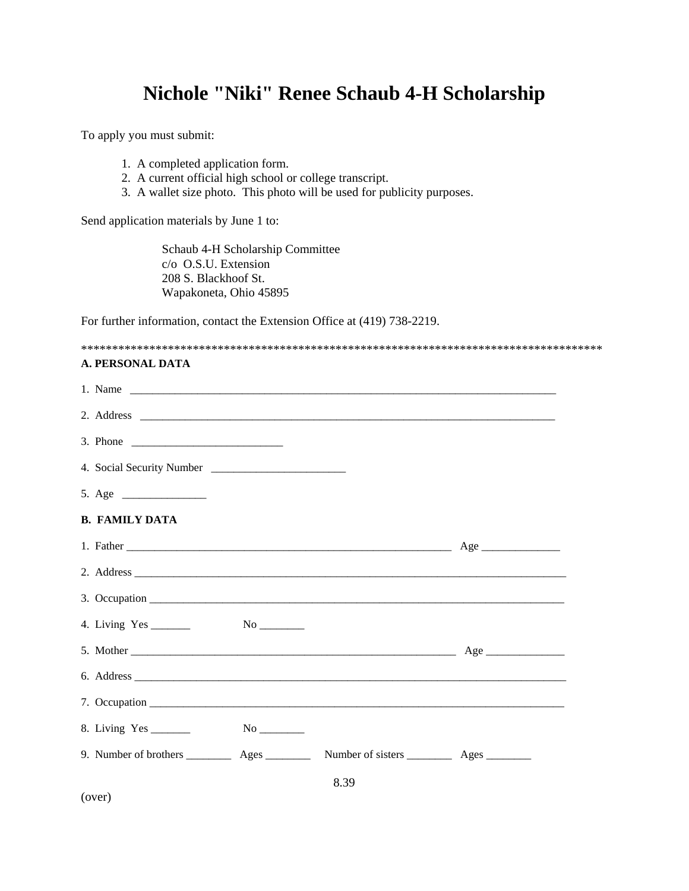# Nichole "Niki" Renee Schaub 4-H Scholarship

To apply you must submit:

1. A completed application form.
2. A current official high school or college transcript.
3. A wallet size photo. This photo will be used for publicity purposes.

Send application materials by June 1 to:

Schaub 4-H Scholarship Committee
c/o O.S.U. Extension
208 S. Blackhoof St.
Wapakoneta, Ohio 45895

For further information, contact the Extension Office at (419) 738-2219.

************************************************************************************

**A. PERSONAL DATA**

1. Name ____________________________________________________________________________

2. Address __________________________________________________________________________

3. Phone ___________________________

4. Social Security Number ________________________

5. Age _______________

**B. FAMILY DATA**

1. Father __________________________________________________________ Age ______________

2. Address ____________________________________________________________________________

3. Occupation _________________________________________________________________________

4. Living Yes _______ No ________

5. Mother __________________________________________________________ Age ______________

6. Address ____________________________________________________________________________

7. Occupation _________________________________________________________________________

8. Living Yes _______ No ________

9. Number of brothers ________ Ages ________ Number of sisters ________ Ages ________

8.39

(over)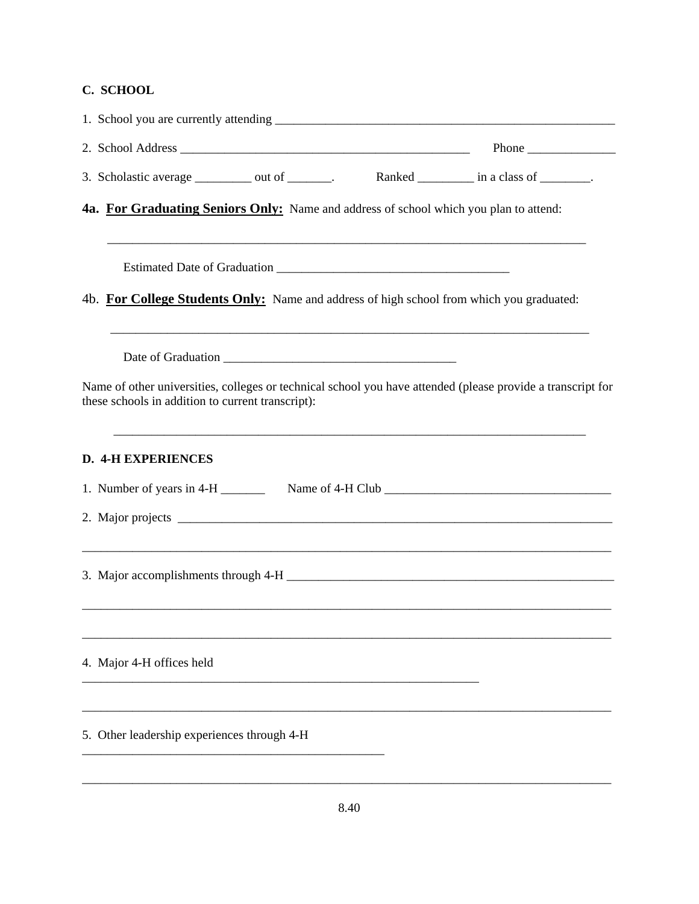**C. SCHOOL**

1. School you are currently attending ______________________________________________________

2. School Address ______________________________________________ Phone ______________

3. Scholastic average _________ out of _______. Ranked _________ in a class of ________.

**4a. For Graduating Seniors Only:** Name and address of school which you plan to attend:

_____________________________________________________________________________

Estimated Date of Graduation _____________________________________

4b. **For College Students Only:** Name and address of high school from which you graduated:

_____________________________________________________________________________

Date of Graduation _____________________________________

Name of other universities, colleges or technical school you have attended (please provide a transcript for these schools in addition to current transcript):

_____________________________________________________________________________

**D. 4-H EXPERIENCES**

1. Number of years in 4-H _______ Name of 4-H Club ____________________________________

2. Major projects ________________________________________________________________________

_____________________________________________________________________________________

3. Major accomplishments through 4-H ____________________________________________________

_____________________________________________________________________________________

_____________________________________________________________________________________

4. Major 4-H offices held
_______________________________________________________________

_____________________________________________________________________________________

5. Other leadership experiences through 4-H
________________________________________________

_____________________________________________________________________________________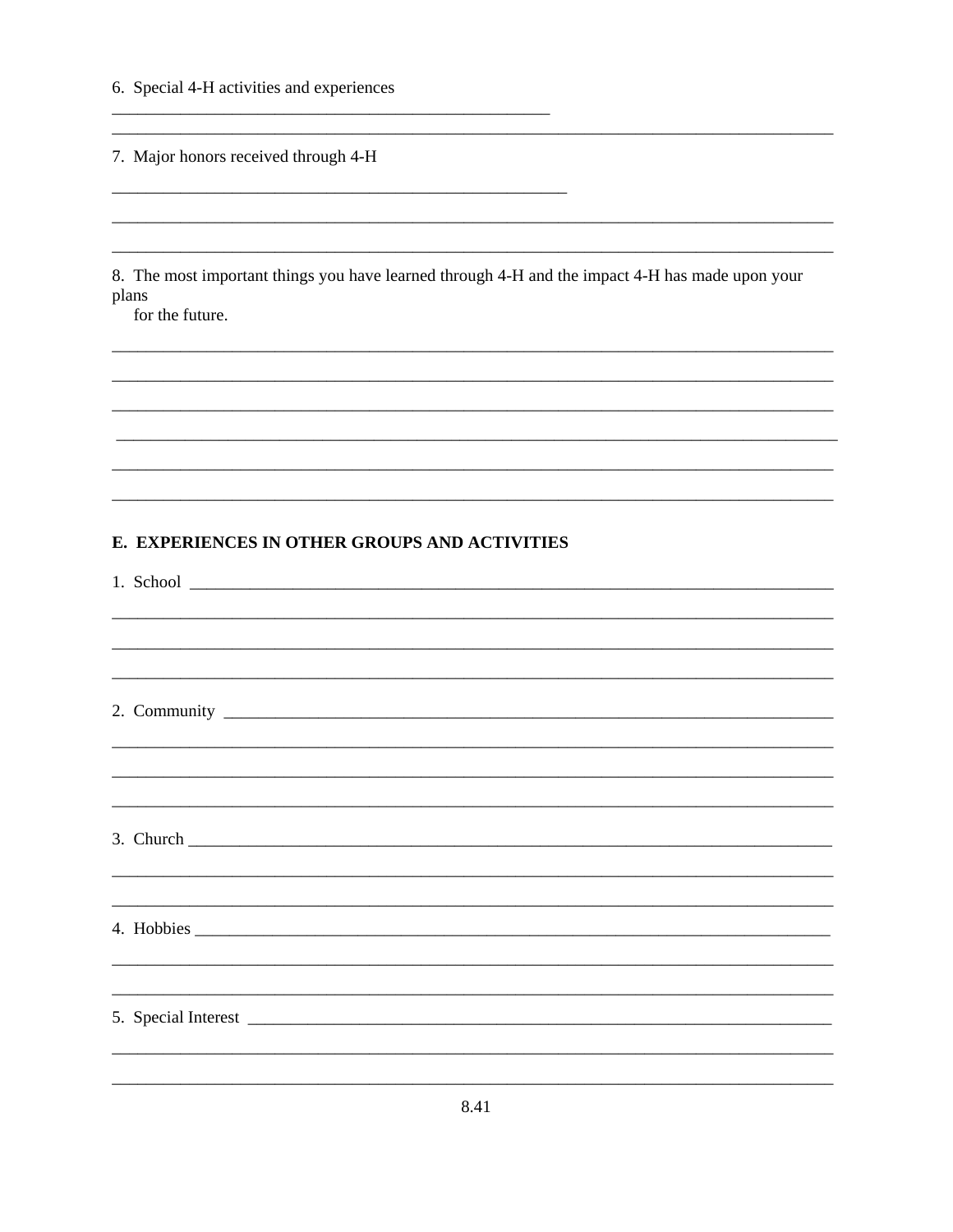6. Special 4-H activities and experiences

______________________________________________________

__________________________________________________________________________________________

7. Major honors received through 4-H

________________________________________________________

__________________________________________________________________________________________

__________________________________________________________________________________________

8. The most important things you have learned through 4-H and the impact 4-H has made upon your plans
for the future.

__________________________________________________________________________________________

__________________________________________________________________________________________

__________________________________________________________________________________________

__________________________________________________________________________________________

__________________________________________________________________________________________

__________________________________________________________________________________________

**E. EXPERIENCES IN OTHER GROUPS AND ACTIVITIES**

1. School ________________________________________________________________________________

__________________________________________________________________________________________

__________________________________________________________________________________________

__________________________________________________________________________________________

2. Community ____________________________________________________________________________

__________________________________________________________________________________________

__________________________________________________________________________________________

__________________________________________________________________________________________

3. Church ________________________________________________________________________________

__________________________________________________________________________________________

__________________________________________________________________________________________

4. Hobbies _______________________________________________________________________________

__________________________________________________________________________________________

__________________________________________________________________________________________

5. Special Interest _________________________________________________________________________

__________________________________________________________________________________________

__________________________________________________________________________________________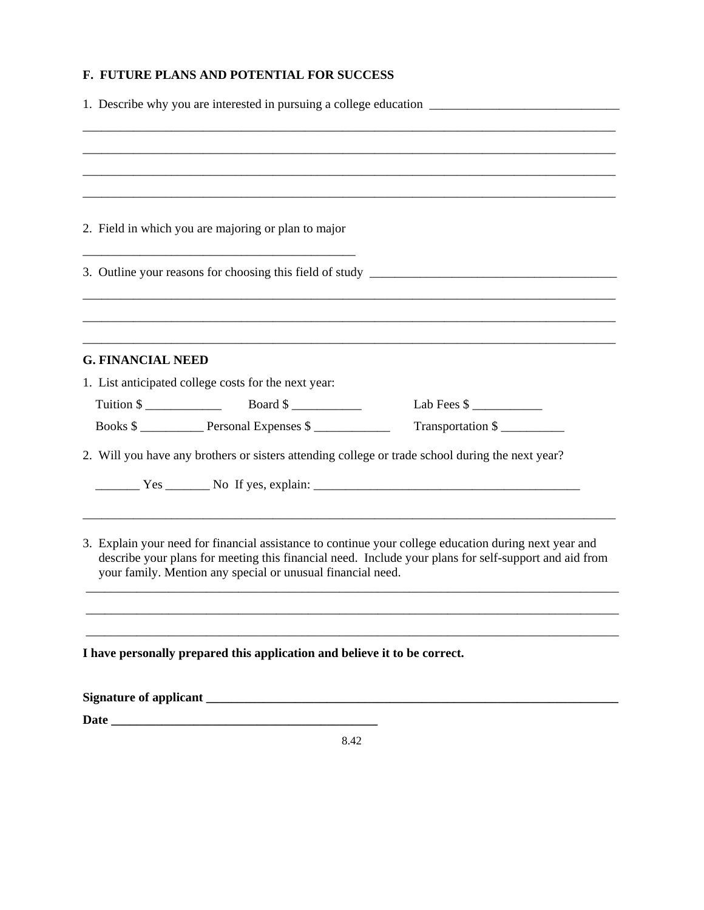**F. FUTURE PLANS AND POTENTIAL FOR SUCCESS**

1. Describe why you are interested in pursuing a college education ______________________________

_____________________________________________________________________________________

_____________________________________________________________________________________

_____________________________________________________________________________________

_____________________________________________________________________________________

2. Field in which you are majoring or plan to major

_____________________________________________

3. Outline your reasons for choosing this field of study _______________________________________

_____________________________________________________________________________________

_____________________________________________________________________________________

_____________________________________________________________________________________

**G. FINANCIAL NEED**

1. List anticipated college costs for the next year:

Tuition $ ____________ Board $ ___________ Lab Fees $ ___________

Books $ __________ Personal Expenses $ ____________ Transportation $ __________

2. Will you have any brothers or sisters attending college or trade school during the next year?

_______ Yes _______ No If yes, explain: ___________________________________________

_____________________________________________________________________________________

3. Explain your need for financial assistance to continue your college education during next year and describe your plans for meeting this financial need. Include your plans for self-support and aid from your family. Mention any special or unusual financial need.

_____________________________________________________________________________________

_____________________________________________________________________________________

_____________________________________________________________________________________

**I have personally prepared this application and believe it to be correct.**

**Signature of applicant ___________________________________________________________________**

**Date _____________________________________________**

8.42